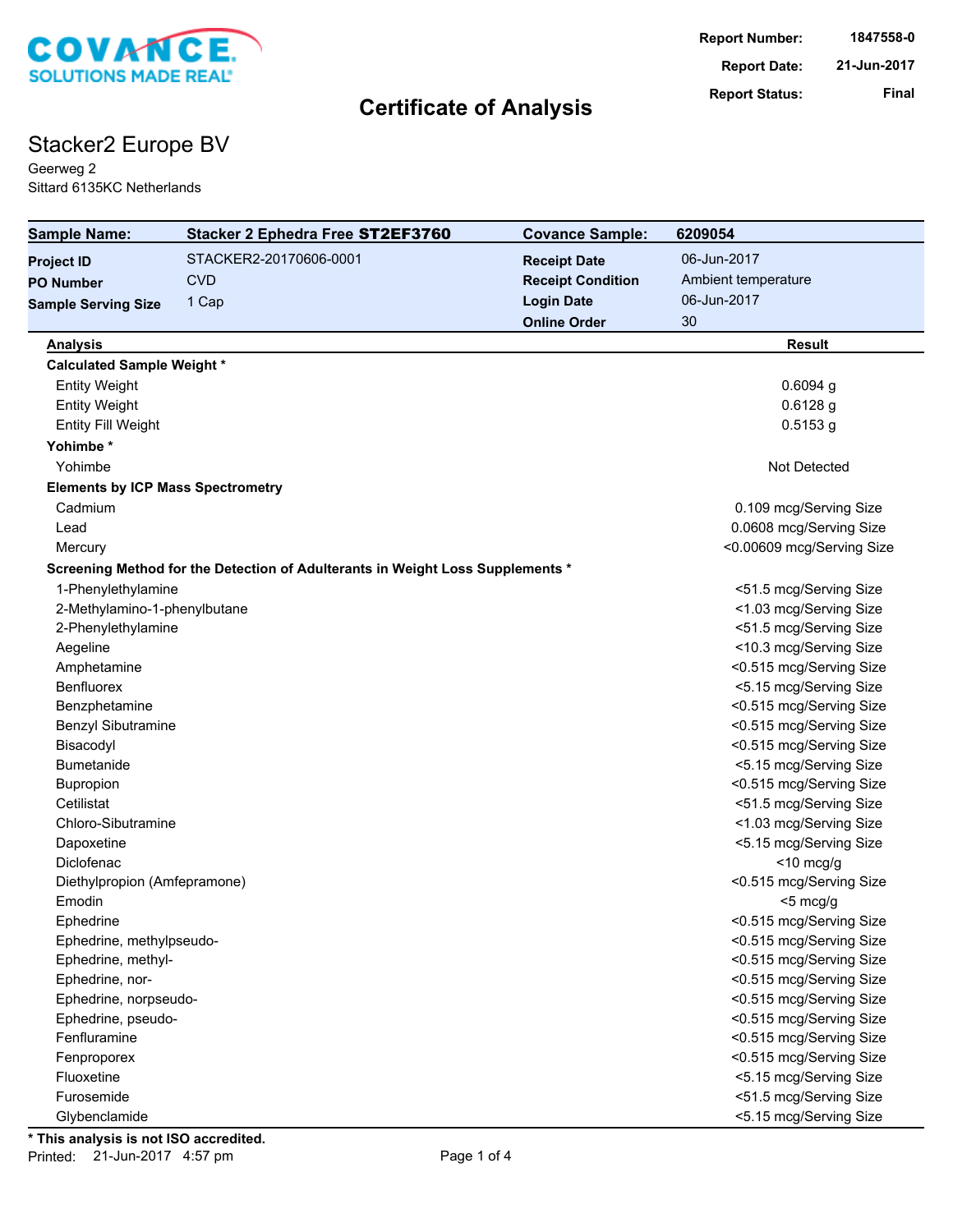COVANCE. SOLUTIONS MADE REAL®

| | |
|---|---|
| **Report Number:** | 1847558-0 |
| **Report Date:** | 21-Jun-2017 |
| **Report Status:** | Final |

# Certificate of Analysis

## Stacker2 Europe BV

Geerweg 2
Sittard 6135KC Netherlands

| | | | |
|---|---|---|---|
| **Sample Name:** | Stacker 2 Ephedra Free **ST2EF3760** | **Covance Sample:** | 6209054 |
| **Project ID** | STACKER2-20170606-0001 | **Receipt Date** | 06-Jun-2017 |
| **PO Number** | CVD | **Receipt Condition** | Ambient temperature |
| **Sample Serving Size** | 1 Cap | **Login Date** | 06-Jun-2017 |
| | | **Online Order** | 30 |

| Analysis | Result |
|---|---|
| **Calculated Sample Weight *** | |
| Entity Weight | 0.6094 g |
| Entity Weight | 0.6128 g |
| Entity Fill Weight | 0.5153 g |
| **Yohimbe *** | |
| Yohimbe | Not Detected |
| **Elements by ICP Mass Spectrometry** | |
| Cadmium | 0.109 mcg/Serving Size |
| Lead | 0.0608 mcg/Serving Size |
| Mercury | <0.00609 mcg/Serving Size |
| **Screening Method for the Detection of Adulterants in Weight Loss Supplements *** | |
| 1-Phenylethylamine | <51.5 mcg/Serving Size |
| 2-Methylamino-1-phenylbutane | <1.03 mcg/Serving Size |
| 2-Phenylethylamine | <51.5 mcg/Serving Size |
| Aegeline | <10.3 mcg/Serving Size |
| Amphetamine | <0.515 mcg/Serving Size |
| Benfluorex | <5.15 mcg/Serving Size |
| Benzphetamine | <0.515 mcg/Serving Size |
| Benzyl Sibutramine | <0.515 mcg/Serving Size |
| Bisacodyl | <0.515 mcg/Serving Size |
| Bumetanide | <5.15 mcg/Serving Size |
| Bupropion | <0.515 mcg/Serving Size |
| Cetilistat | <51.5 mcg/Serving Size |
| Chloro-Sibutramine | <1.03 mcg/Serving Size |
| Dapoxetine | <5.15 mcg/Serving Size |
| Diclofenac | <10 mcg/g |
| Diethylpropion (Amfepramone) | <0.515 mcg/Serving Size |
| Emodin | <5 mcg/g |
| Ephedrine | <0.515 mcg/Serving Size |
| Ephedrine, methylpseudo- | <0.515 mcg/Serving Size |
| Ephedrine, methyl- | <0.515 mcg/Serving Size |
| Ephedrine, nor- | <0.515 mcg/Serving Size |
| Ephedrine, norpseudo- | <0.515 mcg/Serving Size |
| Ephedrine, pseudo- | <0.515 mcg/Serving Size |
| Fenfluramine | <0.515 mcg/Serving Size |
| Fenproporex | <0.515 mcg/Serving Size |
| Fluoxetine | <5.15 mcg/Serving Size |
| Furosemide | <51.5 mcg/Serving Size |
| Glybenclamide | <5.15 mcg/Serving Size |

**\* This analysis is not ISO accredited.**

Printed: 21-Jun-2017 4:57 pm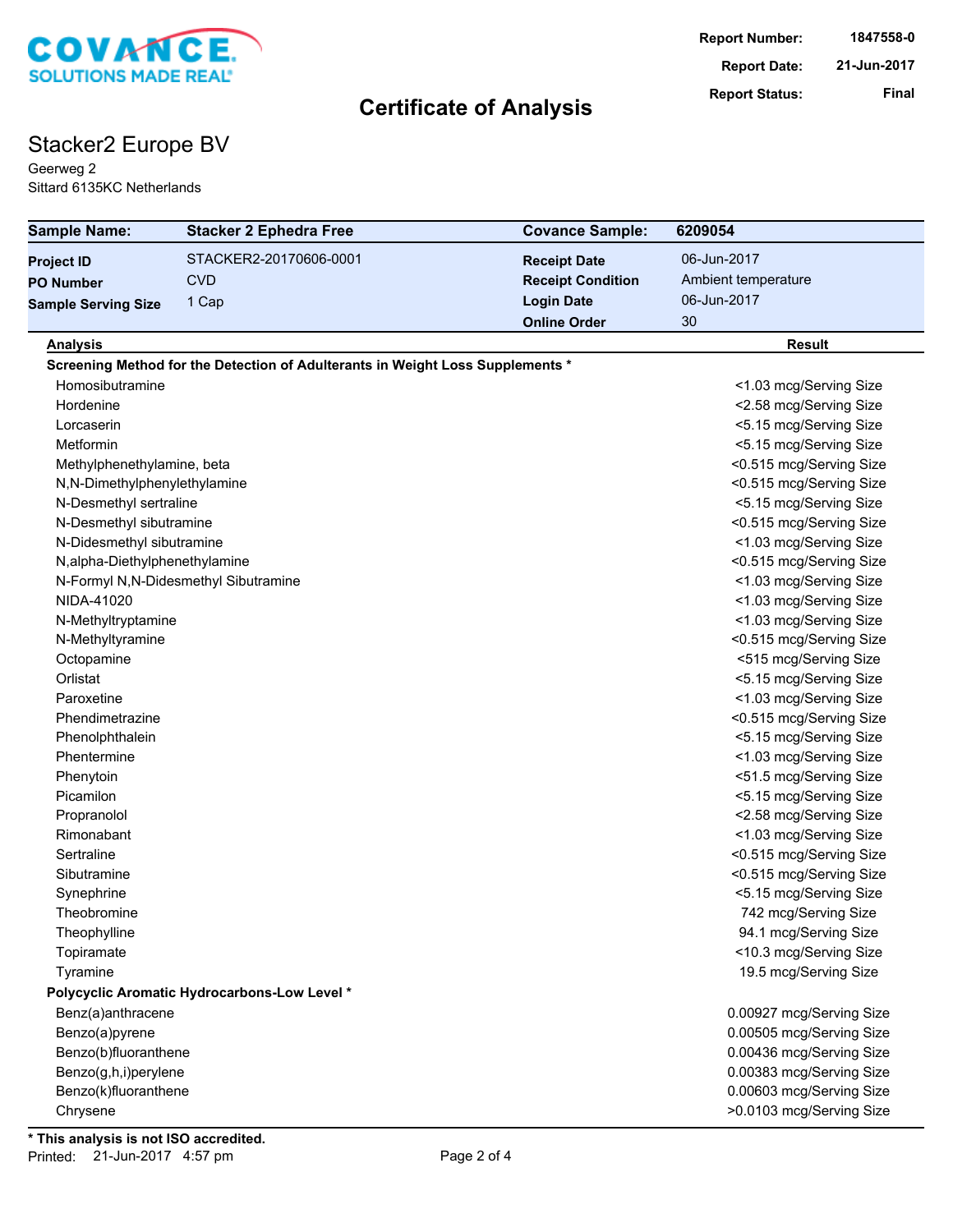**Report Number:** 1847558-0
**Report Date:** 21-Jun-2017
**Report Status:** Final

# Certificate of Analysis

## Stacker2 Europe BV

Geerweg 2
Sittard 6135KC Netherlands

| **Sample Name:** | **Stacker 2 Ephedra Free** | **Covance Sample:** | **6209054** |
|---|---|---|---|
| **Project ID** | STACKER2-20170606-0001 | **Receipt Date** | 06-Jun-2017 |
| **PO Number** | CVD | **Receipt Condition** | Ambient temperature |
| **Sample Serving Size** | 1 Cap | **Login Date** | 06-Jun-2017 |
| | | **Online Order** | 30 |

| **Analysis** | **Result** |
|---|---|
| **Screening Method for the Detection of Adulterants in Weight Loss Supplements *** | |
| Homosibutramine | <1.03 mcg/Serving Size |
| Hordenine | <2.58 mcg/Serving Size |
| Lorcaserin | <5.15 mcg/Serving Size |
| Metformin | <5.15 mcg/Serving Size |
| Methylphenethylamine, beta | <0.515 mcg/Serving Size |
| N,N-Dimethylphenylethylamine | <0.515 mcg/Serving Size |
| N-Desmethyl sertraline | <5.15 mcg/Serving Size |
| N-Desmethyl sibutramine | <0.515 mcg/Serving Size |
| N-Didesmethyl sibutramine | <1.03 mcg/Serving Size |
| N,alpha-Diethylphenethylamine | <0.515 mcg/Serving Size |
| N-Formyl N,N-Didesmethyl Sibutramine | <1.03 mcg/Serving Size |
| NIDA-41020 | <1.03 mcg/Serving Size |
| N-Methyltryptamine | <1.03 mcg/Serving Size |
| N-Methyltyramine | <0.515 mcg/Serving Size |
| Octopamine | <515 mcg/Serving Size |
| Orlistat | <5.15 mcg/Serving Size |
| Paroxetine | <1.03 mcg/Serving Size |
| Phendimetrazine | <0.515 mcg/Serving Size |
| Phenolphthalein | <5.15 mcg/Serving Size |
| Phentermine | <1.03 mcg/Serving Size |
| Phenytoin | <51.5 mcg/Serving Size |
| Picamilon | <5.15 mcg/Serving Size |
| Propranolol | <2.58 mcg/Serving Size |
| Rimonabant | <1.03 mcg/Serving Size |
| Sertraline | <0.515 mcg/Serving Size |
| Sibutramine | <0.515 mcg/Serving Size |
| Synephrine | <5.15 mcg/Serving Size |
| Theobromine | 742 mcg/Serving Size |
| Theophylline | 94.1 mcg/Serving Size |
| Topiramate | <10.3 mcg/Serving Size |
| Tyramine | 19.5 mcg/Serving Size |
| **Polycyclic Aromatic Hydrocarbons-Low Level *** | |
| Benz(a)anthracene | 0.00927 mcg/Serving Size |
| Benzo(a)pyrene | 0.00505 mcg/Serving Size |
| Benzo(b)fluoranthene | 0.00436 mcg/Serving Size |
| Benzo(g,h,i)perylene | 0.00383 mcg/Serving Size |
| Benzo(k)fluoranthene | 0.00603 mcg/Serving Size |
| Chrysene | >0.0103 mcg/Serving Size |

**\* This analysis is not ISO accredited.**

Printed: 21-Jun-2017 4:57 pm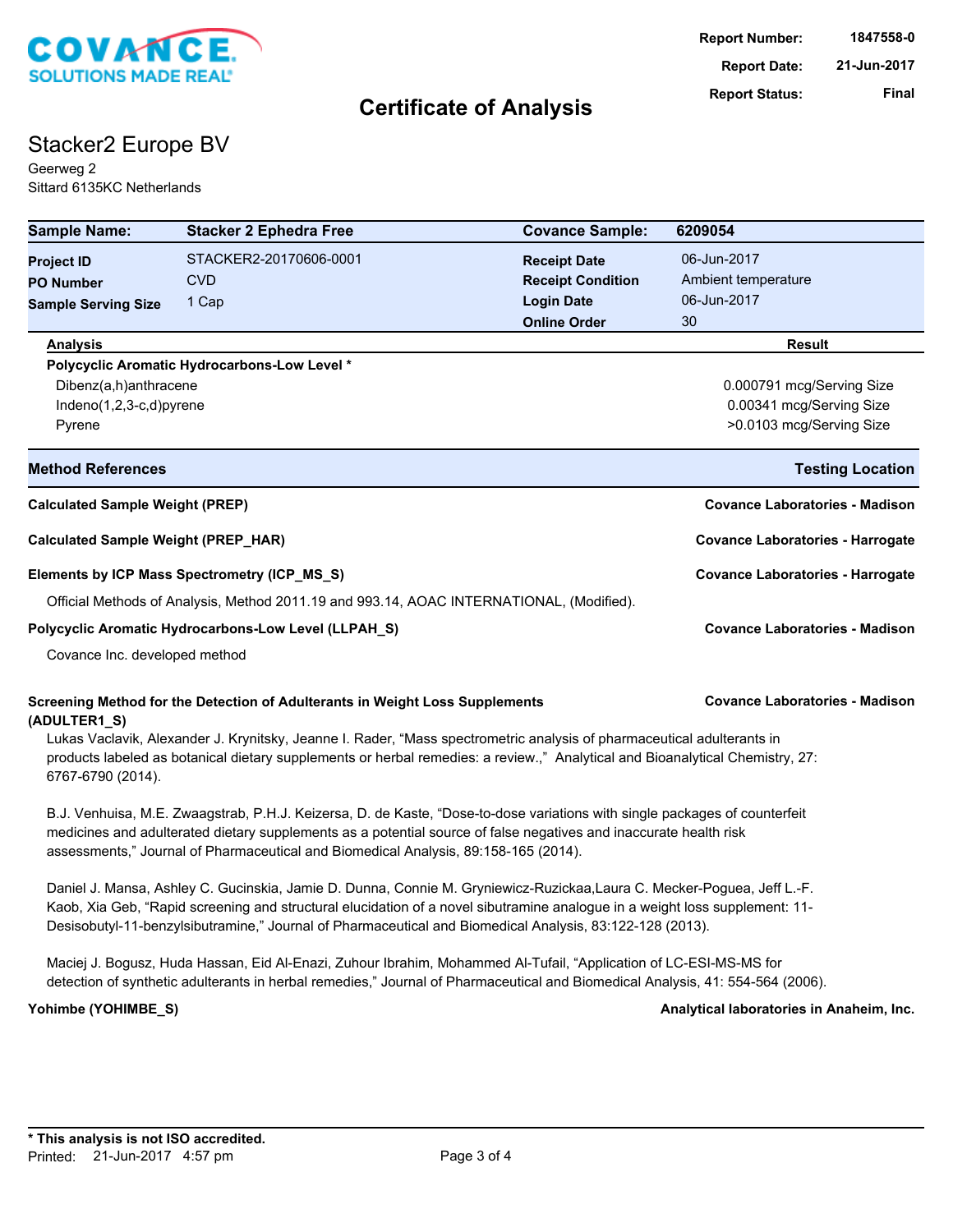COVANCE.
SOLUTIONS MADE REAL®

| | |
|---|---|
| **Report Number:** | **1847558-0** |
| **Report Date:** | **21-Jun-2017** |
| **Report Status:** | **Final** |

# Certificate of Analysis

## Stacker2 Europe BV

Geerweg 2
Sittard 6135KC Netherlands

| **Sample Name:** | **Stacker 2 Ephedra Free** | **Covance Sample:** | **6209054** |
|---|---|---|---|
| **Project ID** | STACKER2-20170606-0001 | **Receipt Date** | 06-Jun-2017 |
| **PO Number** | CVD | **Receipt Condition** | Ambient temperature |
| **Sample Serving Size** | 1 Cap | **Login Date** | 06-Jun-2017 |
| | | **Online Order** | 30 |

| Analysis | Result |
|---|---|
| **Polycyclic Aromatic Hydrocarbons-Low Level *** | |
| Dibenz(a,h)anthracene | 0.000791 mcg/Serving Size |
| Indeno(1,2,3-c,d)pyrene | 0.00341 mcg/Serving Size |
| Pyrene | >0.0103 mcg/Serving Size |

| Method References | Testing Location |
|---|---|
| **Calculated Sample Weight (PREP)** | **Covance Laboratories - Madison** |
| **Calculated Sample Weight (PREP_HAR)** | **Covance Laboratories - Harrogate** |
| **Elements by ICP Mass Spectrometry (ICP_MS_S)** | **Covance Laboratories - Harrogate** |

Official Methods of Analysis, Method 2011.19 and 993.14, AOAC INTERNATIONAL, (Modified).

**Polycyclic Aromatic Hydrocarbons-Low Level (LLPAH_S)** — **Covance Laboratories - Madison**

Covance Inc. developed method

**Screening Method for the Detection of Adulterants in Weight Loss Supplements (ADULTER1_S)** — **Covance Laboratories - Madison**

Lukas Vaclavik, Alexander J. Krynitsky, Jeanne I. Rader, "Mass spectrometric analysis of pharmaceutical adulterants in products labeled as botanical dietary supplements or herbal remedies: a review.," Analytical and Bioanalytical Chemistry, 27: 6767-6790 (2014).

B.J. Venhuisa, M.E. Zwaagstrab, P.H.J. Keizersa, D. de Kaste, "Dose-to-dose variations with single packages of counterfeit medicines and adulterated dietary supplements as a potential source of false negatives and inaccurate health risk assessments," Journal of Pharmaceutical and Biomedical Analysis, 89:158-165 (2014).

Daniel J. Mansa, Ashley C. Gucinskia, Jamie D. Dunna, Connie M. Gryniewicz-Ruzickaa,Laura C. Mecker-Poguea, Jeff L.-F. Kaob, Xia Geb, "Rapid screening and structural elucidation of a novel sibutramine analogue in a weight loss supplement: 11-Desisobutyl-11-benzylsibutramine," Journal of Pharmaceutical and Biomedical Analysis, 83:122-128 (2013).

Maciej J. Bogusz, Huda Hassan, Eid Al-Enazi, Zuhour Ibrahim, Mohammed Al-Tufail, "Application of LC-ESI-MS-MS for detection of synthetic adulterants in herbal remedies," Journal of Pharmaceutical and Biomedical Analysis, 41: 554-564 (2006).

**Yohimbe (YOHIMBE_S)** — **Analytical laboratories in Anaheim, Inc.**

**\* This analysis is not ISO accredited.**
Printed: 21-Jun-2017 4:57 pm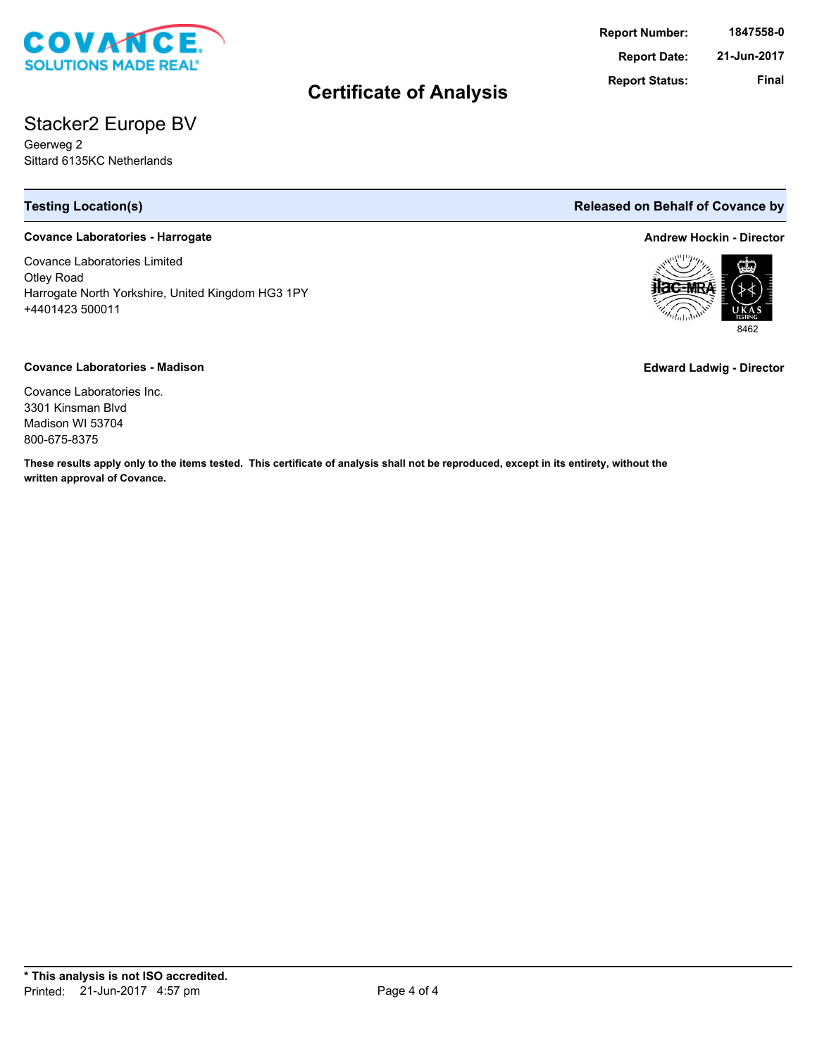COVANCE.
SOLUTIONS MADE REAL®

**Report Number:** 1847558-0
**Report Date:** 21-Jun-2017
**Report Status:** Final

# Certificate of Analysis

## Stacker2 Europe BV

Geerweg 2
Sittard 6135KC Netherlands

| Testing Location(s) | Released on Behalf of Covance by |
| --- | --- |
| **Covance Laboratories - Harrogate** | **Andrew Hockin - Director** |
| Covance Laboratories Limited<br>Otley Road<br>Harrogate North Yorkshire, United Kingdom HG3 1PY<br>+4401423 500011 | ilac-MRA / UKAS TESTING 8462 |
| **Covance Laboratories - Madison** | **Edward Ladwig - Director** |
| Covance Laboratories Inc.<br>3301 Kinsman Blvd<br>Madison WI 53704<br>800-675-8375 | |

**These results apply only to the items tested. This certificate of analysis shall not be reproduced, except in its entirety, without the written approval of Covance.**

**\* This analysis is not ISO accredited.**

Printed: 21-Jun-2017 4:57 pm